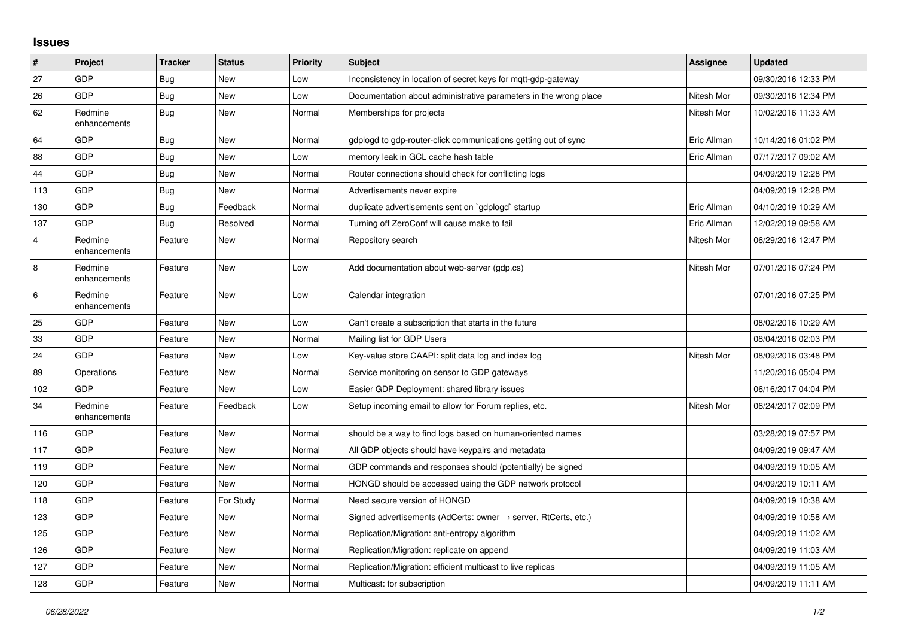## Issues

| # | Project | Tracker | Status | Priority | Subject | Assignee | Updated |
|---|---|---|---|---|---|---|---|
| 27 | GDP | Bug | New | Low | Inconsistency in location of secret keys for mqtt-gdp-gateway | | 09/30/2016 12:33 PM |
| 26 | GDP | Bug | New | Low | Documentation about administrative parameters in the wrong place | Nitesh Mor | 09/30/2016 12:34 PM |
| 62 | Redmine enhancements | Bug | New | Normal | Memberships for projects | Nitesh Mor | 10/02/2016 11:33 AM |
| 64 | GDP | Bug | New | Normal | gdplogd to gdp-router-click communications getting out of sync | Eric Allman | 10/14/2016 01:02 PM |
| 88 | GDP | Bug | New | Low | memory leak in GCL cache hash table | Eric Allman | 07/17/2017 09:02 AM |
| 44 | GDP | Bug | New | Normal | Router connections should check for conflicting logs | | 04/09/2019 12:28 PM |
| 113 | GDP | Bug | New | Normal | Advertisements never expire | | 04/09/2019 12:28 PM |
| 130 | GDP | Bug | Feedback | Normal | duplicate advertisements sent on `gdplogd` startup | Eric Allman | 04/10/2019 10:29 AM |
| 137 | GDP | Bug | Resolved | Normal | Turning off ZeroConf will cause make to fail | Eric Allman | 12/02/2019 09:58 AM |
| 4 | Redmine enhancements | Feature | New | Normal | Repository search | Nitesh Mor | 06/29/2016 12:47 PM |
| 8 | Redmine enhancements | Feature | New | Low | Add documentation about web-server (gdp.cs) | Nitesh Mor | 07/01/2016 07:24 PM |
| 6 | Redmine enhancements | Feature | New | Low | Calendar integration | | 07/01/2016 07:25 PM |
| 25 | GDP | Feature | New | Low | Can't create a subscription that starts in the future | | 08/02/2016 10:29 AM |
| 33 | GDP | Feature | New | Normal | Mailing list for GDP Users | | 08/04/2016 02:03 PM |
| 24 | GDP | Feature | New | Low | Key-value store CAAPI: split data log and index log | Nitesh Mor | 08/09/2016 03:48 PM |
| 89 | Operations | Feature | New | Normal | Service monitoring on sensor to GDP gateways | | 11/20/2016 05:04 PM |
| 102 | GDP | Feature | New | Low | Easier GDP Deployment: shared library issues | | 06/16/2017 04:04 PM |
| 34 | Redmine enhancements | Feature | Feedback | Low | Setup incoming email to allow for Forum replies, etc. | Nitesh Mor | 06/24/2017 02:09 PM |
| 116 | GDP | Feature | New | Normal | should be a way to find logs based on human-oriented names | | 03/28/2019 07:57 PM |
| 117 | GDP | Feature | New | Normal | All GDP objects should have keypairs and metadata | | 04/09/2019 09:47 AM |
| 119 | GDP | Feature | New | Normal | GDP commands and responses should (potentially) be signed | | 04/09/2019 10:05 AM |
| 120 | GDP | Feature | New | Normal | HONGD should be accessed using the GDP network protocol | | 04/09/2019 10:11 AM |
| 118 | GDP | Feature | For Study | Normal | Need secure version of HONGD | | 04/09/2019 10:38 AM |
| 123 | GDP | Feature | New | Normal | Signed advertisements (AdCerts: owner → server, RtCerts, etc.) | | 04/09/2019 10:58 AM |
| 125 | GDP | Feature | New | Normal | Replication/Migration: anti-entropy algorithm | | 04/09/2019 11:02 AM |
| 126 | GDP | Feature | New | Normal | Replication/Migration: replicate on append | | 04/09/2019 11:03 AM |
| 127 | GDP | Feature | New | Normal | Replication/Migration: efficient multicast to live replicas | | 04/09/2019 11:05 AM |
| 128 | GDP | Feature | New | Normal | Multicast: for subscription | | 04/09/2019 11:11 AM |

*06/28/2022*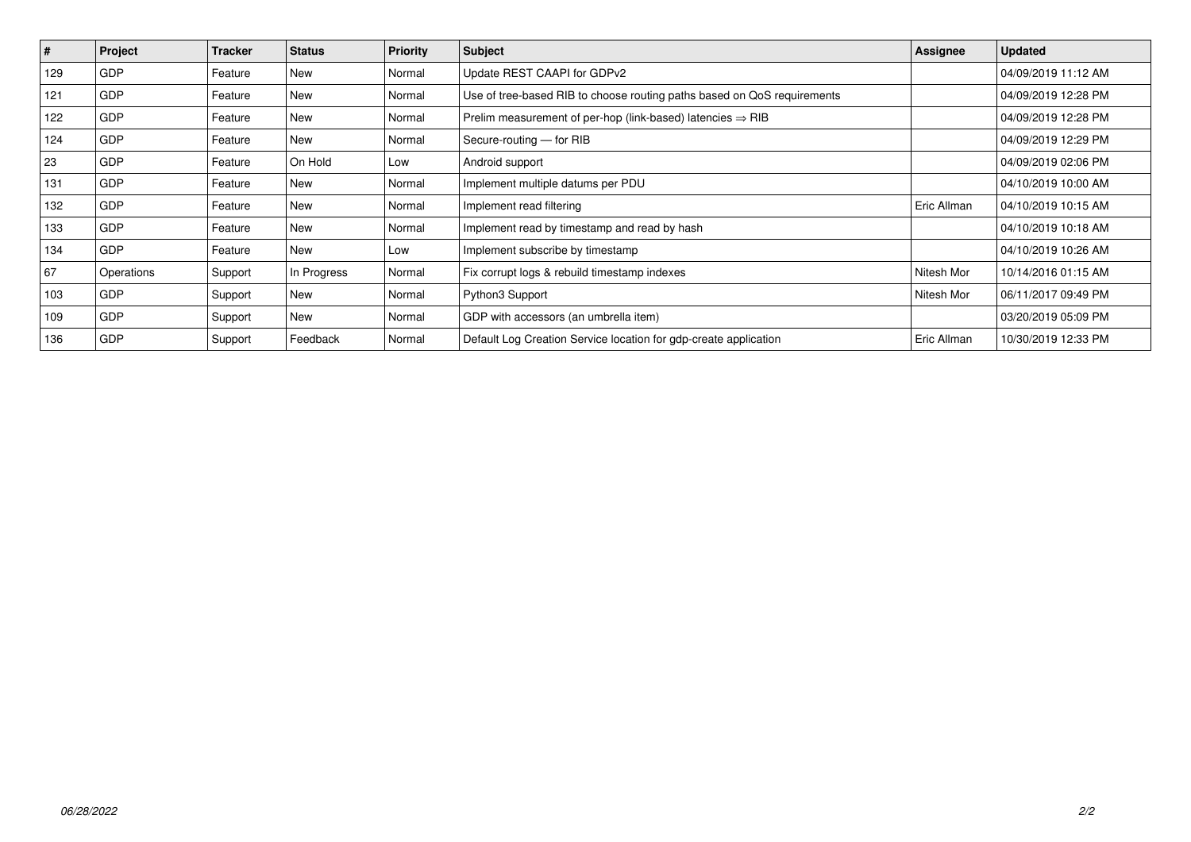| # | Project | Tracker | Status | Priority | Subject | Assignee | Updated |
|---|---|---|---|---|---|---|---|
| 129 | GDP | Feature | New | Normal | Update REST CAAPI for GDPv2 | | 04/09/2019 11:12 AM |
| 121 | GDP | Feature | New | Normal | Use of tree-based RIB to choose routing paths based on QoS requirements | | 04/09/2019 12:28 PM |
| 122 | GDP | Feature | New | Normal | Prelim measurement of per-hop (link-based) latencies ⇒ RIB | | 04/09/2019 12:28 PM |
| 124 | GDP | Feature | New | Normal | Secure-routing — for RIB | | 04/09/2019 12:29 PM |
| 23 | GDP | Feature | On Hold | Low | Android support | | 04/09/2019 02:06 PM |
| 131 | GDP | Feature | New | Normal | Implement multiple datums per PDU | | 04/10/2019 10:00 AM |
| 132 | GDP | Feature | New | Normal | Implement read filtering | Eric Allman | 04/10/2019 10:15 AM |
| 133 | GDP | Feature | New | Normal | Implement read by timestamp and read by hash | | 04/10/2019 10:18 AM |
| 134 | GDP | Feature | New | Low | Implement subscribe by timestamp | | 04/10/2019 10:26 AM |
| 67 | Operations | Support | In Progress | Normal | Fix corrupt logs & rebuild timestamp indexes | Nitesh Mor | 10/14/2016 01:15 AM |
| 103 | GDP | Support | New | Normal | Python3 Support | Nitesh Mor | 06/11/2017 09:49 PM |
| 109 | GDP | Support | New | Normal | GDP with accessors (an umbrella item) | | 03/20/2019 05:09 PM |
| 136 | GDP | Support | Feedback | Normal | Default Log Creation Service location for gdp-create application | Eric Allman | 10/30/2019 12:33 PM |